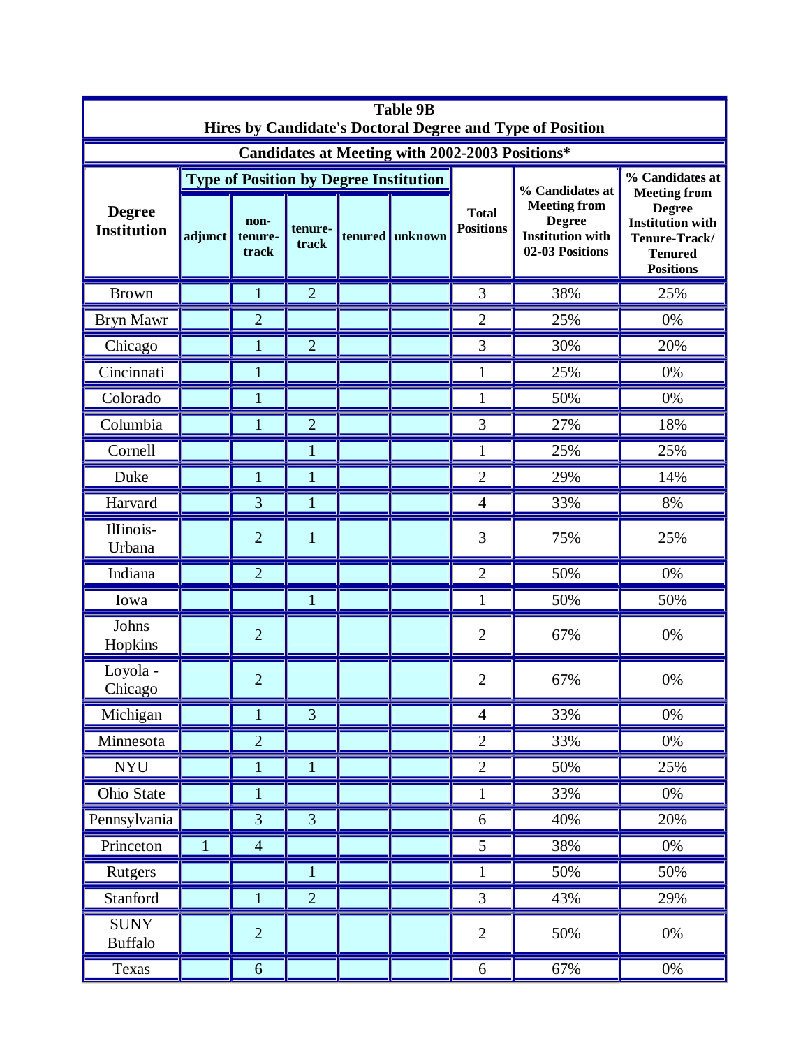**Table 9B**
**Hires by Candidate's Doctoral Degree and Type of Position**

**Candidates at Meeting with 2002-2003 Positions***

| Degree Institution | Type of Position by Degree Institution | | | | | Total Positions | % Candidates at Meeting from Degree Institution with 02-03 Positions | % Candidates at Meeting from Degree Institution with Tenure-Track/ Tenured Positions |
|---|---|---|---|---|---|---|---|---|
| | adjunct | non-tenure-track | tenure-track | tenured | unknown | | | |
| Brown | | 1 | 2 | | | 3 | 38% | 25% |
| Bryn Mawr | | 2 | | | | 2 | 25% | 0% |
| Chicago | | 1 | 2 | | | 3 | 30% | 20% |
| Cincinnati | | 1 | | | | 1 | 25% | 0% |
| Colorado | | 1 | | | | 1 | 50% | 0% |
| Columbia | | 1 | 2 | | | 3 | 27% | 18% |
| Cornell | | | 1 | | | 1 | 25% | 25% |
| Duke | | 1 | 1 | | | 2 | 29% | 14% |
| Harvard | | 3 | 1 | | | 4 | 33% | 8% |
| Illinois-Urbana | | 2 | 1 | | | 3 | 75% | 25% |
| Indiana | | 2 | | | | 2 | 50% | 0% |
| Iowa | | | 1 | | | 1 | 50% | 50% |
| Johns Hopkins | | 2 | | | | 2 | 67% | 0% |
| Loyola - Chicago | | 2 | | | | 2 | 67% | 0% |
| Michigan | | 1 | 3 | | | 4 | 33% | 0% |
| Minnesota | | 2 | | | | 2 | 33% | 0% |
| NYU | | 1 | 1 | | | 2 | 50% | 25% |
| Ohio State | | 1 | | | | 1 | 33% | 0% |
| Pennsylvania | | 3 | 3 | | | 6 | 40% | 20% |
| Princeton | 1 | 4 | | | | 5 | 38% | 0% |
| Rutgers | | | 1 | | | 1 | 50% | 50% |
| Stanford | | 1 | 2 | | | 3 | 43% | 29% |
| SUNY Buffalo | | 2 | | | | 2 | 50% | 0% |
| Texas | | 6 | | | | 6 | 67% | 0% |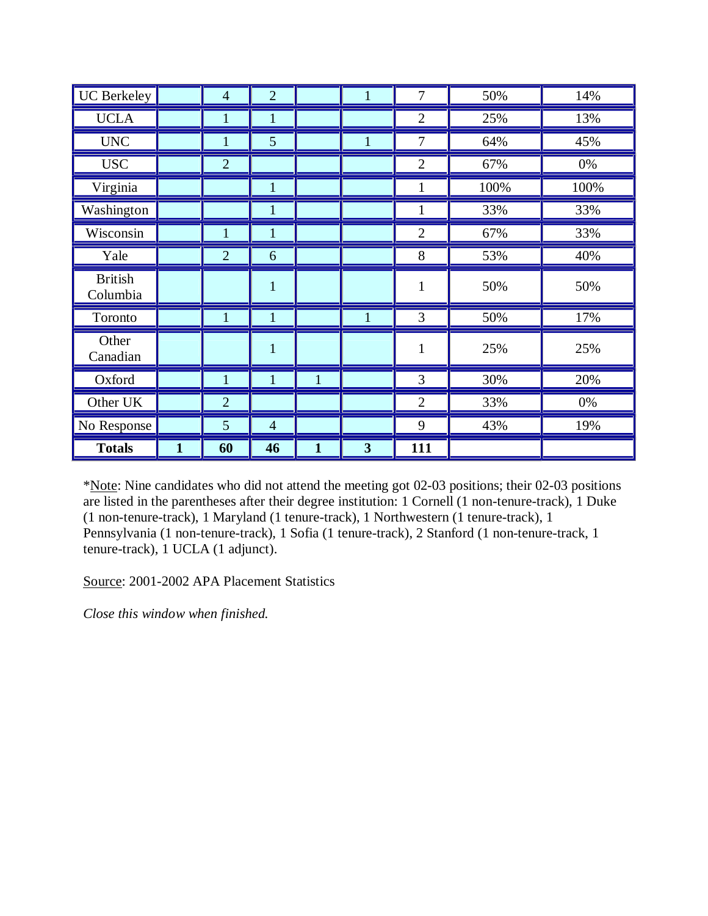| | | | | | | | | |
|---|---|---|---|---|---|---|---|---|
| UC Berkeley | | 4 | 2 | | 1 | 7 | 50% | 14% |
| UCLA | | 1 | 1 | | | 2 | 25% | 13% |
| UNC | | 1 | 5 | | 1 | 7 | 64% | 45% |
| USC | | 2 | | | | 2 | 67% | 0% |
| Virginia | | | 1 | | | 1 | 100% | 100% |
| Washington | | | 1 | | | 1 | 33% | 33% |
| Wisconsin | | 1 | 1 | | | 2 | 67% | 33% |
| Yale | | 2 | 6 | | | 8 | 53% | 40% |
| British Columbia | | | 1 | | | 1 | 50% | 50% |
| Toronto | | 1 | 1 | | 1 | 3 | 50% | 17% |
| Other Canadian | | | 1 | | | 1 | 25% | 25% |
| Oxford | | 1 | 1 | 1 | | 3 | 30% | 20% |
| Other UK | | 2 | | | | 2 | 33% | 0% |
| No Response | | 5 | 4 | | | 9 | 43% | 19% |
| **Totals** | **1** | **60** | **46** | **1** | **3** | **111** | | |

*Note: Nine candidates who did not attend the meeting got 02-03 positions; their 02-03 positions are listed in the parentheses after their degree institution: 1 Cornell (1 non-tenure-track), 1 Duke (1 non-tenure-track), 1 Maryland (1 tenure-track), 1 Northwestern (1 tenure-track), 1 Pennsylvania (1 non-tenure-track), 1 Sofia (1 tenure-track), 2 Stanford (1 non-tenure-track, 1 tenure-track), 1 UCLA (1 adjunct).

Source: 2001-2002 APA Placement Statistics

*Close this window when finished.*